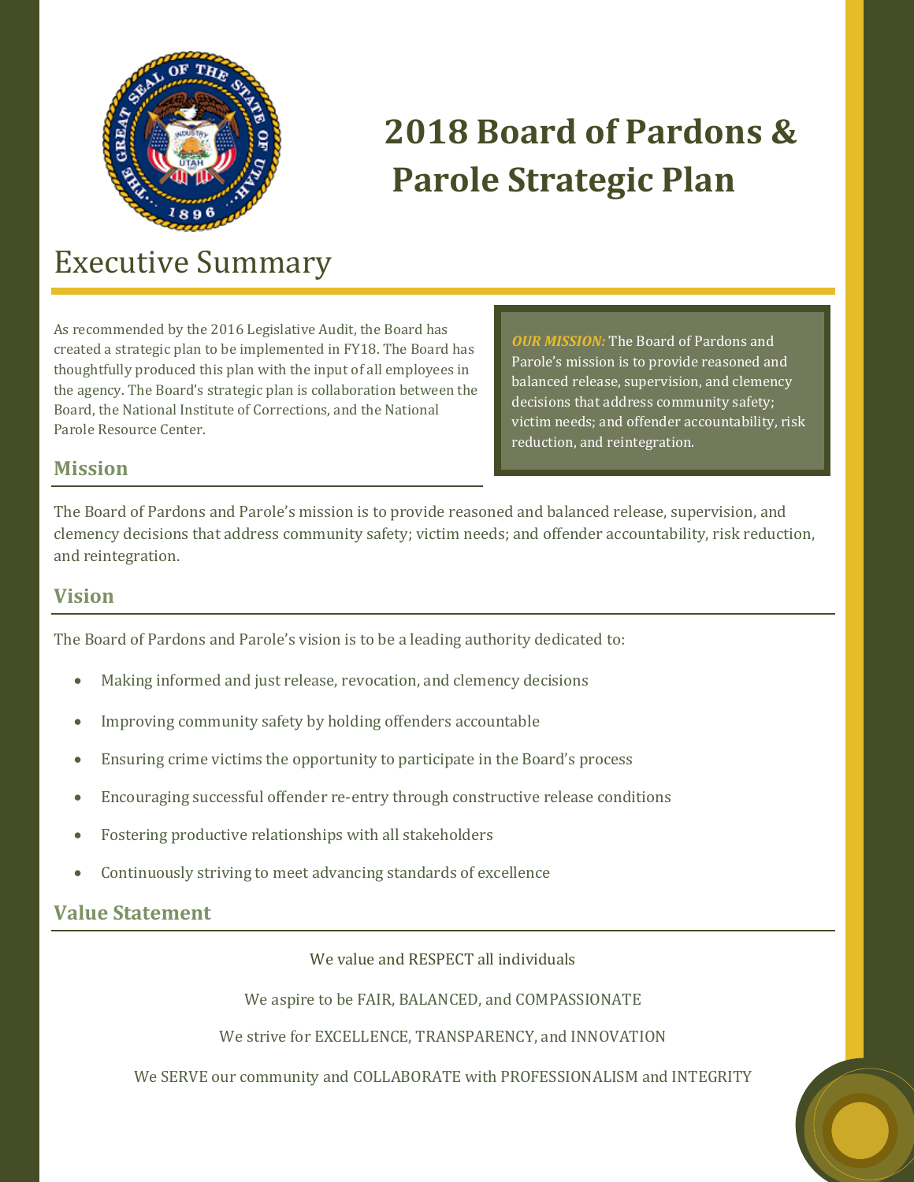# 2018 Board of Pardons & Parole Strategic Plan

## Executive Summary

As recommended by the 2016 Legislative Audit, the Board has created a strategic plan to be implemented in FY18. The Board has thoughtfully produced this plan with the input of all employees in the agency. The Board's strategic plan is collaboration between the Board, the National Institute of Corrections, and the National Parole Resource Center.

***OUR MISSION:*** The Board of Pardons and Parole's mission is to provide reasoned and balanced release, supervision, and clemency decisions that address community safety; victim needs; and offender accountability, risk reduction, and reintegration.

### Mission

The Board of Pardons and Parole's mission is to provide reasoned and balanced release, supervision, and clemency decisions that address community safety; victim needs; and offender accountability, risk reduction, and reintegration.

### Vision

The Board of Pardons and Parole's vision is to be a leading authority dedicated to:

- Making informed and just release, revocation, and clemency decisions
- Improving community safety by holding offenders accountable
- Ensuring crime victims the opportunity to participate in the Board's process
- Encouraging successful offender re-entry through constructive release conditions
- Fostering productive relationships with all stakeholders
- Continuously striving to meet advancing standards of excellence

### Value Statement

We value and RESPECT all individuals

We aspire to be FAIR, BALANCED, and COMPASSIONATE

We strive for EXCELLENCE, TRANSPARENCY, and INNOVATION

We SERVE our community and COLLABORATE with PROFESSIONALISM and INTEGRITY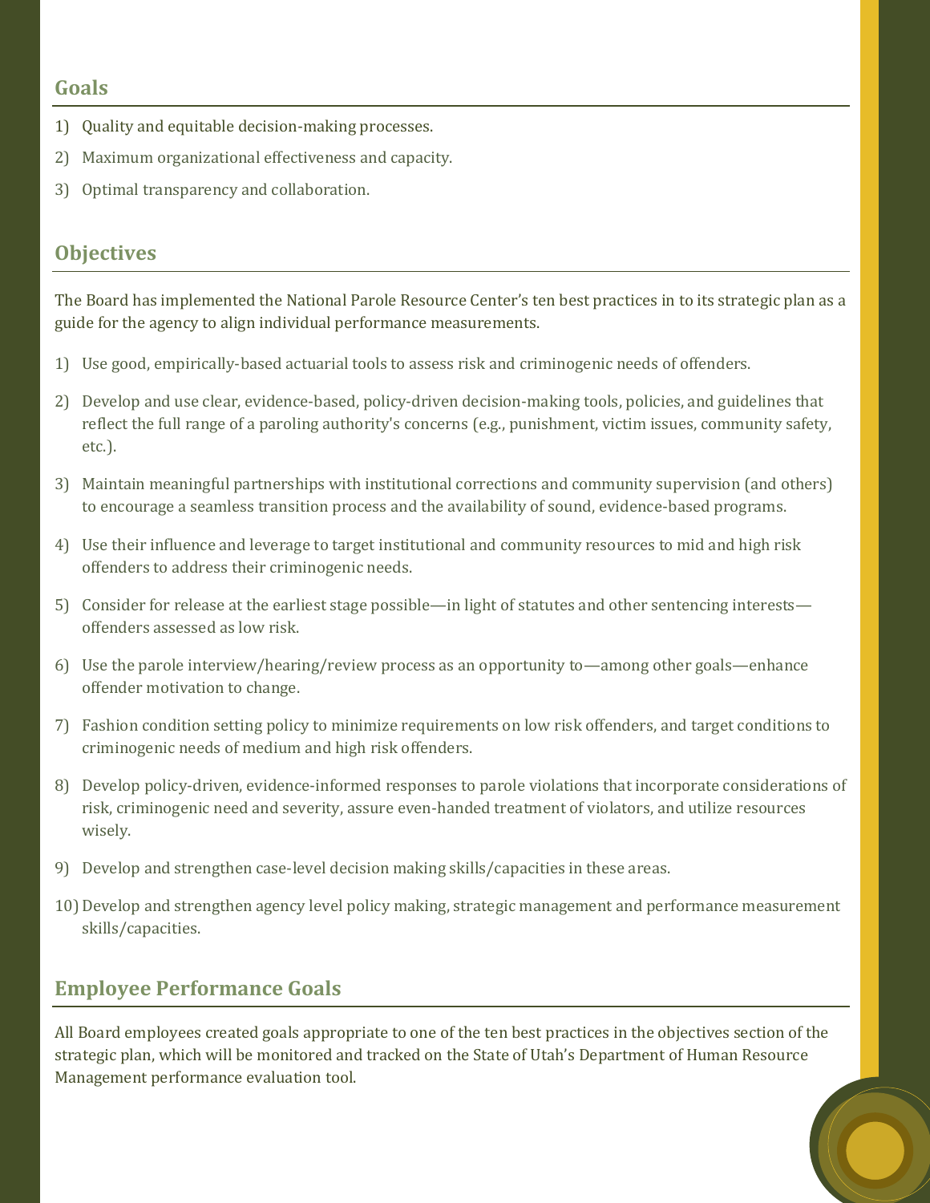## Goals

1) Quality and equitable decision-making processes.
2) Maximum organizational effectiveness and capacity.
3) Optimal transparency and collaboration.

## Objectives

The Board has implemented the National Parole Resource Center's ten best practices in to its strategic plan as a guide for the agency to align individual performance measurements.

1) Use good, empirically-based actuarial tools to assess risk and criminogenic needs of offenders.
2) Develop and use clear, evidence-based, policy-driven decision-making tools, policies, and guidelines that reflect the full range of a paroling authority's concerns (e.g., punishment, victim issues, community safety, etc.).
3) Maintain meaningful partnerships with institutional corrections and community supervision (and others) to encourage a seamless transition process and the availability of sound, evidence-based programs.
4) Use their influence and leverage to target institutional and community resources to mid and high risk offenders to address their criminogenic needs.
5) Consider for release at the earliest stage possible—in light of statutes and other sentencing interests—offenders assessed as low risk.
6) Use the parole interview/hearing/review process as an opportunity to—among other goals—enhance offender motivation to change.
7) Fashion condition setting policy to minimize requirements on low risk offenders, and target conditions to criminogenic needs of medium and high risk offenders.
8) Develop policy-driven, evidence-informed responses to parole violations that incorporate considerations of risk, criminogenic need and severity, assure even-handed treatment of violators, and utilize resources wisely.
9) Develop and strengthen case-level decision making skills/capacities in these areas.
10) Develop and strengthen agency level policy making, strategic management and performance measurement skills/capacities.

## Employee Performance Goals

All Board employees created goals appropriate to one of the ten best practices in the objectives section of the strategic plan, which will be monitored and tracked on the State of Utah's Department of Human Resource Management performance evaluation tool.